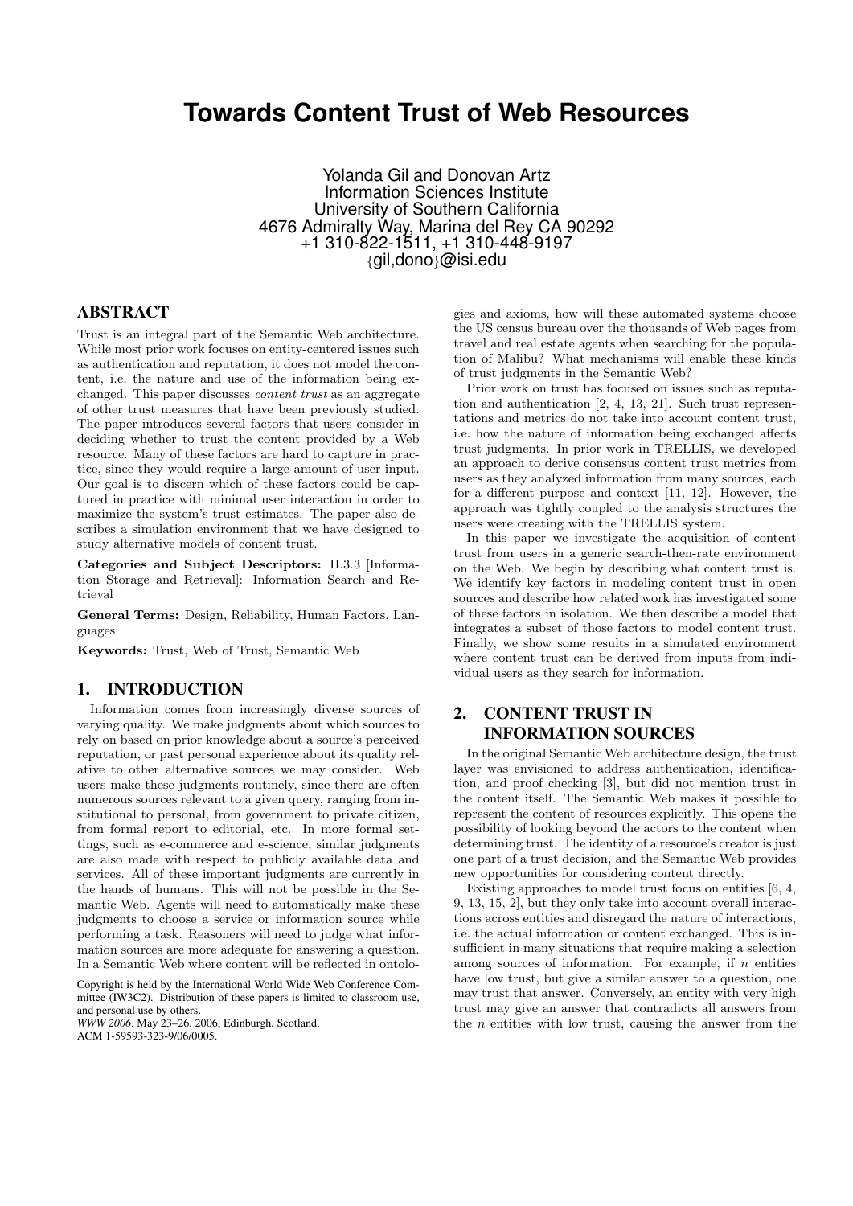# Towards Content Trust of Web Resources

Yolanda Gil and Donovan Artz
Information Sciences Institute
University of Southern California
4676 Admiralty Way, Marina del Rey CA 90292
+1 310-822-1511, +1 310-448-9197
{gil,dono}@isi.edu

## ABSTRACT

Trust is an integral part of the Semantic Web architecture. While most prior work focuses on entity-centered issues such as authentication and reputation, it does not model the content, i.e. the nature and use of the information being exchanged. This paper discusses *content trust* as an aggregate of other trust measures that have been previously studied. The paper introduces several factors that users consider in deciding whether to trust the content provided by a Web resource. Many of these factors are hard to capture in practice, since they would require a large amount of user input. Our goal is to discern which of these factors could be captured in practice with minimal user interaction in order to maximize the system's trust estimates. The paper also describes a simulation environment that we have designed to study alternative models of content trust.

**Categories and Subject Descriptors:** H.3.3 [Information Storage and Retrieval]: Information Search and Retrieval

**General Terms:** Design, Reliability, Human Factors, Languages

**Keywords:** Trust, Web of Trust, Semantic Web

## 1. INTRODUCTION

Information comes from increasingly diverse sources of varying quality. We make judgments about which sources to rely on based on prior knowledge about a source's perceived reputation, or past personal experience about its quality relative to other alternative sources we may consider. Web users make these judgments routinely, since there are often numerous sources relevant to a given query, ranging from institutional to personal, from government to private citizen, from formal report to editorial, etc. In more formal settings, such as e-commerce and e-science, similar judgments are also made with respect to publicly available data and services. All of these important judgments are currently in the hands of humans. This will not be possible in the Semantic Web. Agents will need to automatically make these judgments to choose a service or information source while performing a task. Reasoners will need to judge what information sources are more adequate for answering a question. In a Semantic Web where content will be reflected in ontologies and axioms, how will these automated systems choose the US census bureau over the thousands of Web pages from travel and real estate agents when searching for the population of Malibu? What mechanisms will enable these kinds of trust judgments in the Semantic Web?

Prior work on trust has focused on issues such as reputation and authentication [2, 4, 13, 21]. Such trust representations and metrics do not take into account content trust, i.e. how the nature of information being exchanged affects trust judgments. In prior work in TRELLIS, we developed an approach to derive consensus content trust metrics from users as they analyzed information from many sources, each for a different purpose and context [11, 12]. However, the approach was tightly coupled to the analysis structures the users were creating with the TRELLIS system.

In this paper we investigate the acquisition of content trust from users in a generic search-then-rate environment on the Web. We begin by describing what content trust is. We identify key factors in modeling content trust in open sources and describe how related work has investigated some of these factors in isolation. We then describe a model that integrates a subset of those factors to model content trust. Finally, we show some results in a simulated environment where content trust can be derived from inputs from individual users as they search for information.

## 2. CONTENT TRUST IN INFORMATION SOURCES

In the original Semantic Web architecture design, the trust layer was envisioned to address authentication, identification, and proof checking [3], but did not mention trust in the content itself. The Semantic Web makes it possible to represent the content of resources explicitly. This opens the possibility of looking beyond the actors to the content when determining trust. The identity of a resource's creator is just one part of a trust decision, and the Semantic Web provides new opportunities for considering content directly.

Existing approaches to model trust focus on entities [6, 4, 9, 13, 15, 2], but they only take into account overall interactions across entities and disregard the nature of interactions, i.e. the actual information or content exchanged. This is insufficient in many situations that require making a selection among sources of information. For example, if $n$ entities have low trust, but give a similar answer to a question, one may trust that answer. Conversely, an entity with very high trust may give an answer that contradicts all answers from the $n$ entities with low trust, causing the answer from the

Copyright is held by the International World Wide Web Conference Committee (IW3C2). Distribution of these papers is limited to classroom use, and personal use by others.
*WWW 2006*, May 23–26, 2006, Edinburgh, Scotland.
ACM 1-59593-323-9/06/0005.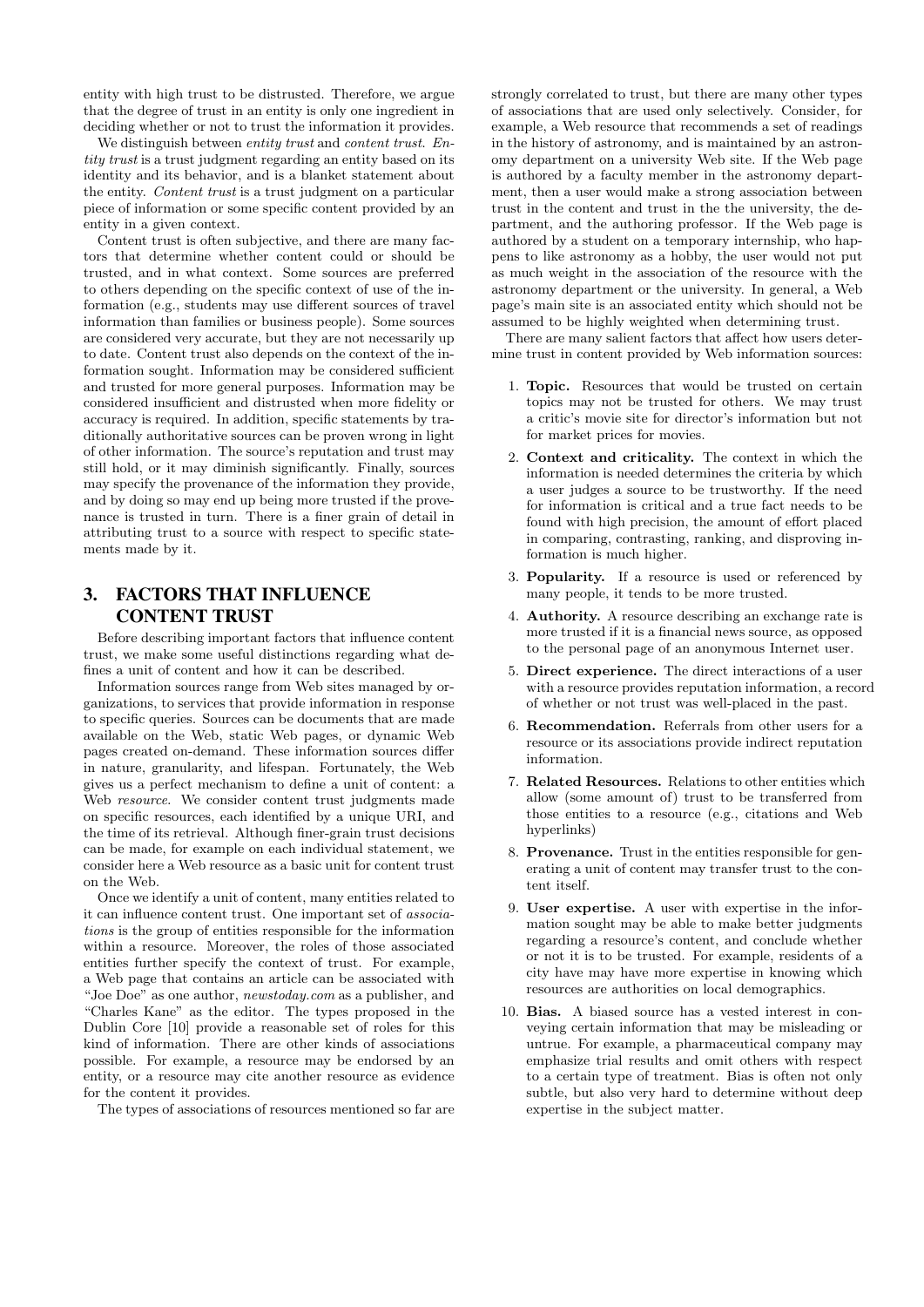entity with high trust to be distrusted. Therefore, we argue that the degree of trust in an entity is only one ingredient in deciding whether or not to trust the information it provides.

We distinguish between *entity trust* and *content trust*. *Entity trust* is a trust judgment regarding an entity based on its identity and its behavior, and is a blanket statement about the entity. *Content trust* is a trust judgment on a particular piece of information or some specific content provided by an entity in a given context.

Content trust is often subjective, and there are many factors that determine whether content could or should be trusted, and in what context. Some sources are preferred to others depending on the specific context of use of the information (e.g., students may use different sources of travel information than families or business people). Some sources are considered very accurate, but they are not necessarily up to date. Content trust also depends on the context of the information sought. Information may be considered sufficient and trusted for more general purposes. Information may be considered insufficient and distrusted when more fidelity or accuracy is required. In addition, specific statements by traditionally authoritative sources can be proven wrong in light of other information. The source's reputation and trust may still hold, or it may diminish significantly. Finally, sources may specify the provenance of the information they provide, and by doing so may end up being more trusted if the provenance is trusted in turn. There is a finer grain of detail in attributing trust to a source with respect to specific statements made by it.

## 3. FACTORS THAT INFLUENCE CONTENT TRUST

Before describing important factors that influence content trust, we make some useful distinctions regarding what defines a unit of content and how it can be described.

Information sources range from Web sites managed by organizations, to services that provide information in response to specific queries. Sources can be documents that are made available on the Web, static Web pages, or dynamic Web pages created on-demand. These information sources differ in nature, granularity, and lifespan. Fortunately, the Web gives us a perfect mechanism to define a unit of content: a Web *resource*. We consider content trust judgments made on specific resources, each identified by a unique URI, and the time of its retrieval. Although finer-grain trust decisions can be made, for example on each individual statement, we consider here a Web resource as a basic unit for content trust on the Web.

Once we identify a unit of content, many entities related to it can influence content trust. One important set of *associations* is the group of entities responsible for the information within a resource. Moreover, the roles of those associated entities further specify the context of trust. For example, a Web page that contains an article can be associated with "Joe Doe" as one author, *newstoday.com* as a publisher, and "Charles Kane" as the editor. The types proposed in the Dublin Core [10] provide a reasonable set of roles for this kind of information. There are other kinds of associations possible. For example, a resource may be endorsed by an entity, or a resource may cite another resource as evidence for the content it provides.

The types of associations of resources mentioned so far are strongly correlated to trust, but there are many other types of associations that are used only selectively. Consider, for example, a Web resource that recommends a set of readings in the history of astronomy, and is maintained by an astronomy department on a university Web site. If the Web page is authored by a faculty member in the astronomy department, then a user would make a strong association between trust in the content and trust in the the university, the department, and the authoring professor. If the Web page is authored by a student on a temporary internship, who happens to like astronomy as a hobby, the user would not put as much weight in the association of the resource with the astronomy department or the university. In general, a Web page's main site is an associated entity which should not be assumed to be highly weighted when determining trust.

There are many salient factors that affect how users determine trust in content provided by Web information sources:

1. **Topic.** Resources that would be trusted on certain topics may not be trusted for others. We may trust a critic's movie site for director's information but not for market prices for movies.
2. **Context and criticality.** The context in which the information is needed determines the criteria by which a user judges a source to be trustworthy. If the need for information is critical and a true fact needs to be found with high precision, the amount of effort placed in comparing, contrasting, ranking, and disproving information is much higher.
3. **Popularity.** If a resource is used or referenced by many people, it tends to be more trusted.
4. **Authority.** A resource describing an exchange rate is more trusted if it is a financial news source, as opposed to the personal page of an anonymous Internet user.
5. **Direct experience.** The direct interactions of a user with a resource provides reputation information, a record of whether or not trust was well-placed in the past.
6. **Recommendation.** Referrals from other users for a resource or its associations provide indirect reputation information.
7. **Related Resources.** Relations to other entities which allow (some amount of) trust to be transferred from those entities to a resource (e.g., citations and Web hyperlinks)
8. **Provenance.** Trust in the entities responsible for generating a unit of content may transfer trust to the content itself.
9. **User expertise.** A user with expertise in the information sought may be able to make better judgments regarding a resource's content, and conclude whether or not it is to be trusted. For example, residents of a city have may have more expertise in knowing which resources are authorities on local demographics.
10. **Bias.** A biased source has a vested interest in conveying certain information that may be misleading or untrue. For example, a pharmaceutical company may emphasize trial results and omit others with respect to a certain type of treatment. Bias is often not only subtle, but also very hard to determine without deep expertise in the subject matter.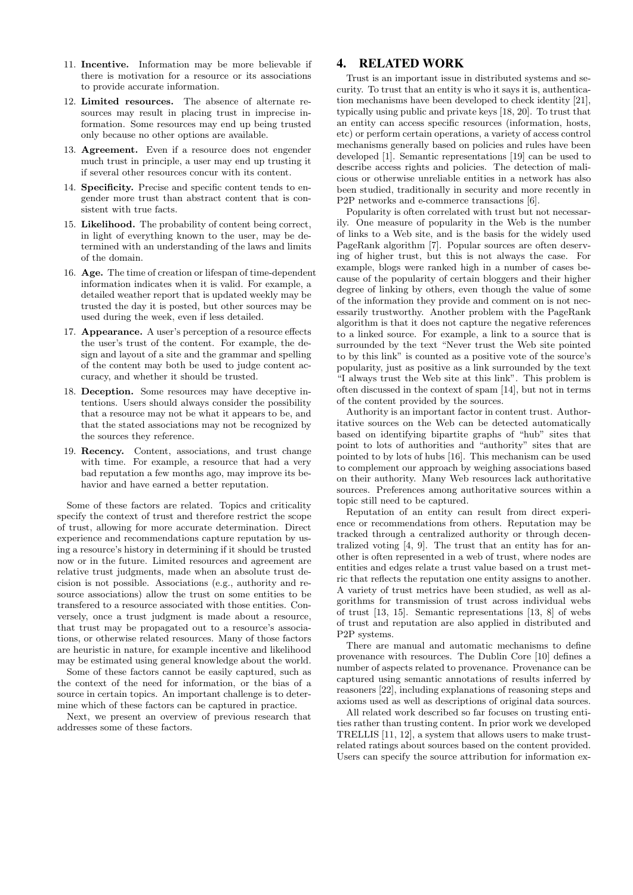11. **Incentive.** Information may be more believable if there is motivation for a resource or its associations to provide accurate information.
12. **Limited resources.** The absence of alternate resources may result in placing trust in imprecise information. Some resources may end up being trusted only because no other options are available.
13. **Agreement.** Even if a resource does not engender much trust in principle, a user may end up trusting it if several other resources concur with its content.
14. **Specificity.** Precise and specific content tends to engender more trust than abstract content that is consistent with true facts.
15. **Likelihood.** The probability of content being correct, in light of everything known to the user, may be determined with an understanding of the laws and limits of the domain.
16. **Age.** The time of creation or lifespan of time-dependent information indicates when it is valid. For example, a detailed weather report that is updated weekly may be trusted the day it is posted, but other sources may be used during the week, even if less detailed.
17. **Appearance.** A user's perception of a resource effects the user's trust of the content. For example, the design and layout of a site and the grammar and spelling of the content may both be used to judge content accuracy, and whether it should be trusted.
18. **Deception.** Some resources may have deceptive intentions. Users should always consider the possibility that a resource may not be what it appears to be, and that the stated associations may not be recognized by the sources they reference.
19. **Recency.** Content, associations, and trust change with time. For example, a resource that had a very bad reputation a few months ago, may improve its behavior and have earned a better reputation.

Some of these factors are related. Topics and criticality specify the context of trust and therefore restrict the scope of trust, allowing for more accurate determination. Direct experience and recommendations capture reputation by using a resource's history in determining if it should be trusted now or in the future. Limited resources and agreement are relative trust judgments, made when an absolute trust decision is not possible. Associations (e.g., authority and resource associations) allow the trust on some entities to be transfered to a resource associated with those entities. Conversely, once a trust judgment is made about a resource, that trust may be propagated out to a resource's associations, or otherwise related resources. Many of those factors are heuristic in nature, for example incentive and likelihood may be estimated using general knowledge about the world.

Some of these factors cannot be easily captured, such as the context of the need for information, or the bias of a source in certain topics. An important challenge is to determine which of these factors can be captured in practice.

Next, we present an overview of previous research that addresses some of these factors.

## 4. RELATED WORK

Trust is an important issue in distributed systems and security. To trust that an entity is who it says it is, authentication mechanisms have been developed to check identity [21], typically using public and private keys [18, 20]. To trust that an entity can access specific resources (information, hosts, etc) or perform certain operations, a variety of access control mechanisms generally based on policies and rules have been developed [1]. Semantic representations [19] can be used to describe access rights and policies. The detection of malicious or otherwise unreliable entities in a network has also been studied, traditionally in security and more recently in P2P networks and e-commerce transactions [6].

Popularity is often correlated with trust but not necessarily. One measure of popularity in the Web is the number of links to a Web site, and is the basis for the widely used PageRank algorithm [7]. Popular sources are often deserving of higher trust, but this is not always the case. For example, blogs were ranked high in a number of cases because of the popularity of certain bloggers and their higher degree of linking by others, even though the value of some of the information they provide and comment on is not necessarily trustworthy. Another problem with the PageRank algorithm is that it does not capture the negative references to a linked source. For example, a link to a source that is surrounded by the text "Never trust the Web site pointed to by this link" is counted as a positive vote of the source's popularity, just as positive as a link surrounded by the text "I always trust the Web site at this link". This problem is often discussed in the context of spam [14], but not in terms of the content provided by the sources.

Authority is an important factor in content trust. Authoritative sources on the Web can be detected automatically based on identifying bipartite graphs of "hub" sites that point to lots of authorities and "authority" sites that are pointed to by lots of hubs [16]. This mechanism can be used to complement our approach by weighing associations based on their authority. Many Web resources lack authoritative sources. Preferences among authoritative sources within a topic still need to be captured.

Reputation of an entity can result from direct experience or recommendations from others. Reputation may be tracked through a centralized authority or through decentralized voting [4, 9]. The trust that an entity has for another is often represented in a web of trust, where nodes are entities and edges relate a trust value based on a trust metric that reflects the reputation one entity assigns to another. A variety of trust metrics have been studied, as well as algorithms for transmission of trust across individual webs of trust [13, 15]. Semantic representations [13, 8] of webs of trust and reputation are also applied in distributed and P2P systems.

There are manual and automatic mechanisms to define provenance with resources. The Dublin Core [10] defines a number of aspects related to provenance. Provenance can be captured using semantic annotations of results inferred by reasoners [22], including explanations of reasoning steps and axioms used as well as descriptions of original data sources.

All related work described so far focuses on trusting entities rather than trusting content. In prior work we developed TRELLIS [11, 12], a system that allows users to make trust-related ratings about sources based on the content provided. Users can specify the source attribution for information ex-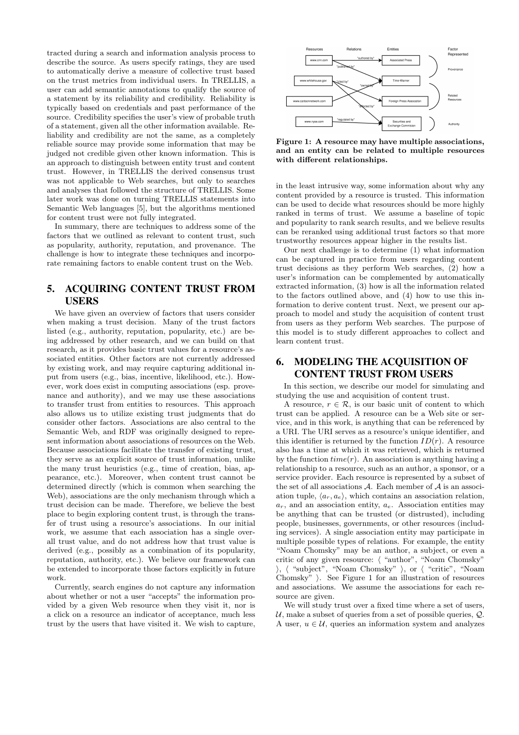tracted during a search and information analysis process to describe the source. As users specify ratings, they are used to automatically derive a measure of collective trust based on the trust metrics from individual users. In TRELLIS, a user can add semantic annotations to qualify the source of a statement by its reliability and credibility. Reliability is typically based on credentials and past performance of the source. Credibility specifies the user's view of probable truth of a statement, given all the other information available. Reliability and credibility are not the same, as a completely reliable source may provide some information that may be judged not credible given other known information. This is an approach to distinguish between entity trust and content trust. However, in TRELLIS the derived consensus trust was not applicable to Web searches, but only to searches and analyses that followed the structure of TRELLIS. Some later work was done on turning TRELLIS statements into Semantic Web languages [5], but the algorithms mentioned for content trust were not fully integrated.

In summary, there are techniques to address some of the factors that we outlined as relevant to content trust, such as popularity, authority, reputation, and provenance. The challenge is how to integrate these techniques and incorporate remaining factors to enable content trust on the Web.

## 5. ACQUIRING CONTENT TRUST FROM USERS

We have given an overview of factors that users consider when making a trust decision. Many of the trust factors listed (e.g., authority, reputation, popularity, etc.) are being addressed by other research, and we can build on that research, as it provides basic trust values for a resource's associated entities. Other factors are not currently addressed by existing work, and may require capturing additional input from users (e.g., bias, incentive, likelihood, etc.). However, work does exist in computing associations (esp. provenance and authority), and we may use these associations to transfer trust from entities to resources. This approach also allows us to utilize existing trust judgments that do consider other factors. Associations are also central to the Semantic Web, and RDF was originally designed to represent information about associations of resources on the Web. Because associations facilitate the transfer of existing trust, they serve as an explicit source of trust information, unlike the many trust heuristics (e.g., time of creation, bias, appearance, etc.). Moreover, when content trust cannot be determined directly (which is common when searching the Web), associations are the only mechanism through which a trust decision can be made. Therefore, we believe the best place to begin exploring content trust, is through the transfer of trust using a resource's associations. In our initial work, we assume that each association has a single overall trust value, and do not address how that trust value is derived (e.g., possibly as a combination of its popularity, reputation, authority, etc.). We believe our framework can be extended to incorporate those factors explicitly in future work.

Currently, search engines do not capture any information about whether or not a user "accepts" the information provided by a given Web resource when they visit it, nor is a click on a resource an indicator of acceptance, much less trust by the users that have visited it. We wish to capture, in the least intrusive way, some information about why any content provided by a resource is trusted. This information can be used to decide what resources should be more highly ranked in terms of trust. We assume a baseline of topic and popularity to rank search results, and we believe results can be reranked using additional trust factors so that more trustworthy resources appear higher in the results list.

Our next challenge is to determine (1) what information can be captured in practice from users regarding content trust decisions as they perform Web searches, (2) how a user's information can be complemented by automatically extracted information, (3) how is all the information related to the factors outlined above, and (4) how to use this information to derive content trust. Next, we present our approach to model and study the acquisition of content trust from users as they perform Web searches. The purpose of this model is to study different approaches to collect and learn content trust.

Resources | Relations | Entities | Factor Represented

www.cnn.com — "authored by" → Associated Press
"published by"
www.whitehouse.gov — "cited by" → Time-Warner
"owned by"
www.cartoonnetwork.com → Foreign Press Association
"affected by"
www.nyse.com — "regulated by" → Securities and Exchange Commision

Provenance | Related Resources | Authority

**Figure 1: A resource may have multiple associations, and an entity can be related to multiple resources with different relationships.**

## 6. MODELING THE ACQUISITION OF CONTENT TRUST FROM USERS

In this section, we describe our model for simulating and studying the use and acquisition of content trust.

A resource, $r \in \mathcal{R}$, is our basic unit of content to which trust can be applied. A resource can be a Web site or service, and in this work, is anything that can be referenced by a URI. The URI serves as a resource's unique identifier, and this identifier is returned by the function $ID(r)$. A resource also has a time at which it was retrieved, which is returned by the function $time(r)$. An association is anything having a relationship to a resource, such as an author, a sponsor, or a service provider. Each resource is represented by a subset of the set of all associations $\mathcal{A}$. Each member of $\mathcal{A}$ is an association tuple, $\langle a_r, a_e \rangle$, which contains an association relation, $a_r$, and an association entity, $a_e$. Association entities may be anything that can be trusted (or distrusted), including people, businesses, governments, or other resources (including services). A single association entity may participate in multiple possible types of relations. For example, the entity "Noam Chomsky" may be an author, a subject, or even a critic of any given resource: $\langle$ "author", "Noam Chomsky" $\rangle$, $\langle$ "subject", "Noam Chomsky" $\rangle$, or $\langle$ "critic", "Noam Chomsky" $\rangle$. See Figure 1 for an illustration of resources and associations. We assume the associations for each resource are given.

We will study trust over a fixed time where a set of users, $\mathcal{U}$, make a subset of queries from a set of possible queries, $\mathcal{Q}$. A user, $u \in \mathcal{U}$, queries an information system and analyzes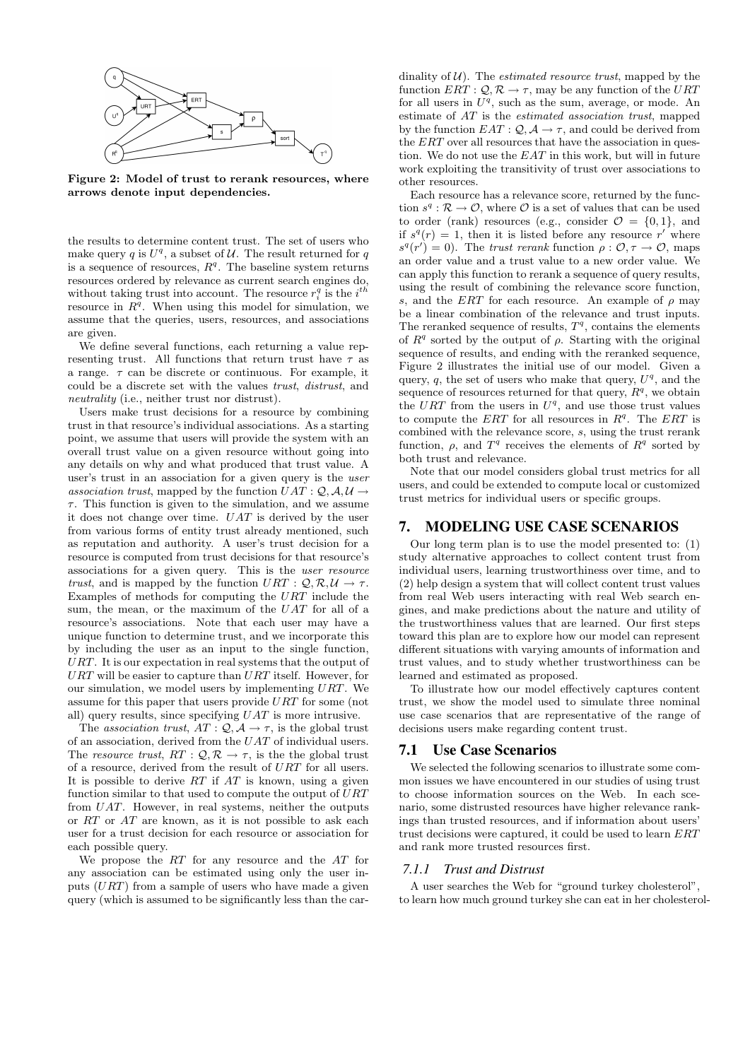Figure 2: Model of trust to rerank resources, where arrows denote input dependencies.

the results to determine content trust. The set of users who make query $q$ is $U^q$, a subset of $\mathcal{U}$. The result returned for $q$ is a sequence of resources, $R^q$. The baseline system returns resources ordered by relevance as current search engines do, without taking trust into account. The resource $r_i^q$ is the $i^{th}$ resource in $R^q$. When using this model for simulation, we assume that the queries, users, resources, and associations are given.

We define several functions, each returning a value representing trust. All functions that return trust have $\tau$ as a range. $\tau$ can be discrete or continuous. For example, it could be a discrete set with the values *trust*, *distrust*, and *neutrality* (i.e., neither trust nor distrust).

Users make trust decisions for a resource by combining trust in that resource's individual associations. As a starting point, we assume that users will provide the system with an overall trust value on a given resource without going into any details on why and what produced that trust value. A user's trust in an association for a given query is the *user association trust*, mapped by the function $UAT : \mathcal{Q}, \mathcal{A}, \mathcal{U} \rightarrow \tau$. This function is given to the simulation, and we assume it does not change over time. $UAT$ is derived by the user from various forms of entity trust already mentioned, such as reputation and authority. A user's trust decision for a resource is computed from trust decisions for that resource's associations for a given query. This is the *user resource trust*, and is mapped by the function $URT : \mathcal{Q}, \mathcal{R}, \mathcal{U} \rightarrow \tau$. Examples of methods for computing the $URT$ include the sum, the mean, or the maximum of the $UAT$ for all of a resource's associations. Note that each user may have a unique function to determine trust, and we incorporate this by including the user as an input to the single function, $URT$. It is our expectation in real systems that the output of $URT$ will be easier to capture than $URT$ itself. However, for our simulation, we model users by implementing $URT$. We assume for this paper that users provide $URT$ for some (not all) query results, since specifying $UAT$ is more intrusive.

The *association trust*, $AT : \mathcal{Q}, \mathcal{A} \rightarrow \tau$, is the global trust of an association, derived from the $UAT$ of individual users. The *resource trust*, $RT : \mathcal{Q}, \mathcal{R} \rightarrow \tau$, is the the global trust of a resource, derived from the result of $URT$ for all users. It is possible to derive $RT$ if $AT$ is known, using a given function similar to that used to compute the output of $URT$ from $UAT$. However, in real systems, neither the outputs or $RT$ or $AT$ are known, as it is not possible to ask each user for a trust decision for each resource or association for each possible query.

We propose the $RT$ for any resource and the $AT$ for any association can be estimated using only the user inputs ($URT$) from a sample of users who have made a given query (which is assumed to be significantly less than the cardinality of $\mathcal{U}$). The *estimated resource trust*, mapped by the function $ERT : \mathcal{Q}, \mathcal{R} \rightarrow \tau$, may be any function of the $URT$ for all users in $U^q$, such as the sum, average, or mode. An estimate of $AT$ is the *estimated association trust*, mapped by the function $EAT : \mathcal{Q}, \mathcal{A} \rightarrow \tau$, and could be derived from the $ERT$ over all resources that have the association in question. We do not use the $EAT$ in this work, but will in future work exploiting the transitivity of trust over associations to other resources.

Each resource has a relevance score, returned by the function $s^q : \mathcal{R} \rightarrow \mathcal{O}$, where $\mathcal{O}$ is a set of values that can be used to order (rank) resources (e.g., consider $\mathcal{O} = \{0, 1\}$, and if $s^q(r) = 1$, then it is listed before any resource $r'$ where $s^q(r') = 0$). The *trust rerank* function $\rho : \mathcal{O}, \tau \rightarrow \mathcal{O}$, maps an order value and a trust value to a new order value. We can apply this function to rerank a sequence of query results, using the result of combining the relevance score function, $s$, and the $ERT$ for each resource. An example of $\rho$ may be a linear combination of the relevance and trust inputs. The reranked sequence of results, $T^q$, contains the elements of $R^q$ sorted by the output of $\rho$. Starting with the original sequence of results, and ending with the reranked sequence, Figure 2 illustrates the initial use of our model. Given a query, $q$, the set of users who make that query, $U^q$, and the sequence of resources returned for that query, $R^q$, we obtain the $URT$ from the users in $U^q$, and use those trust values to compute the $ERT$ for all resources in $R^q$. The $ERT$ is combined with the relevance score, $s$, using the trust rerank function, $\rho$, and $T^q$ receives the elements of $R^q$ sorted by both trust and relevance.

Note that our model considers global trust metrics for all users, and could be extended to compute local or customized trust metrics for individual users or specific groups.

## 7. MODELING USE CASE SCENARIOS

Our long term plan is to use the model presented to: (1) study alternative approaches to collect content trust from individual users, learning trustworthiness over time, and to (2) help design a system that will collect content trust values from real Web users interacting with real Web search engines, and make predictions about the nature and utility of the trustworthiness values that are learned. Our first steps toward this plan are to explore how our model can represent different situations with varying amounts of information and trust values, and to study whether trustworthiness can be learned and estimated as proposed.

To illustrate how our model effectively captures content trust, we show the model used to simulate three nominal use case scenarios that are representative of the range of decisions users make regarding content trust.

### 7.1 Use Case Scenarios

We selected the following scenarios to illustrate some common issues we have encountered in our studies of using trust to choose information sources on the Web. In each scenario, some distrusted resources have higher relevance rankings than trusted resources, and if information about users' trust decisions were captured, it could be used to learn $ERT$ and rank more trusted resources first.

#### 7.1.1 Trust and Distrust

A user searches the Web for "ground turkey cholesterol", to learn how much ground turkey she can eat in her cholesterol-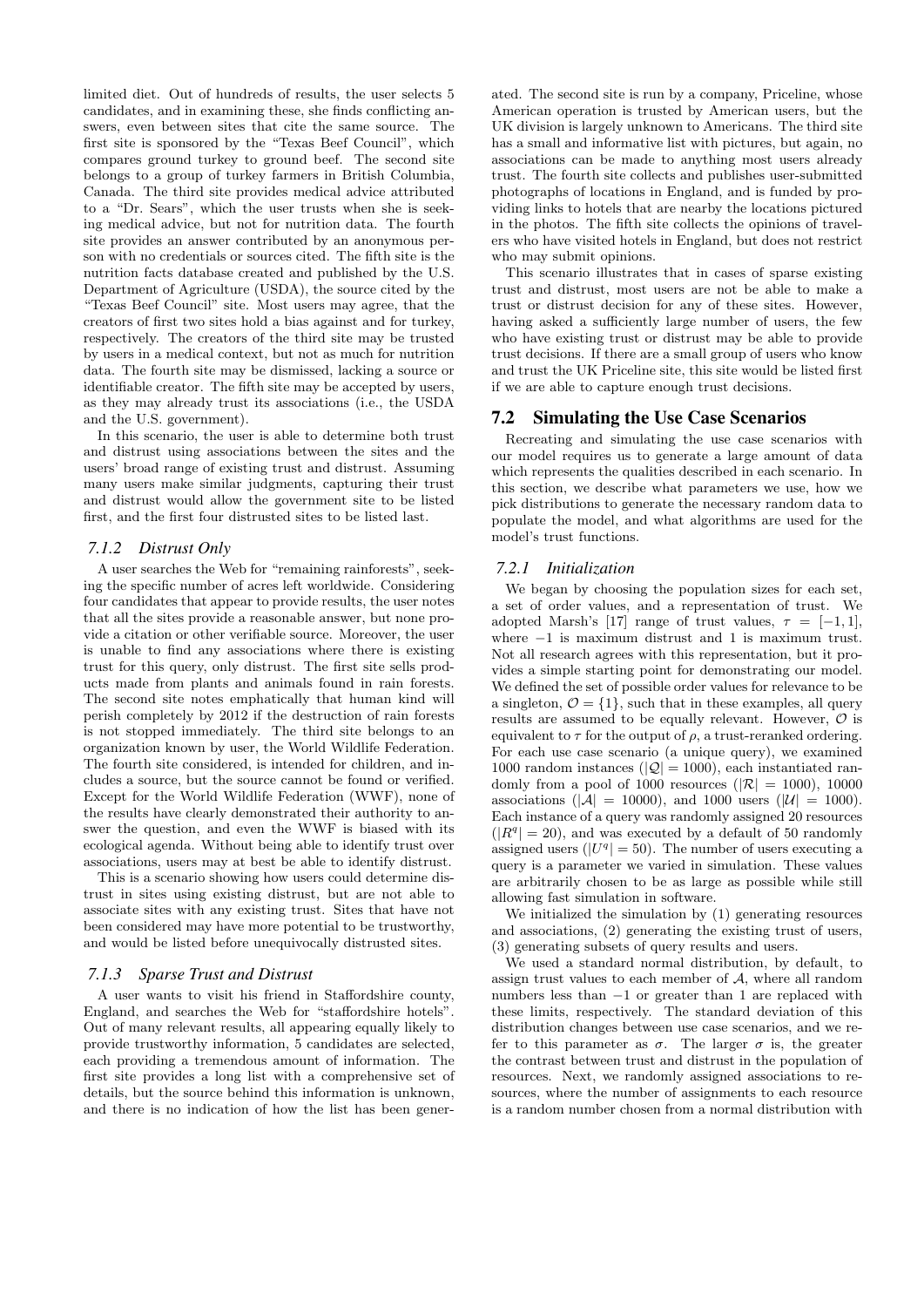limited diet. Out of hundreds of results, the user selects 5 candidates, and in examining these, she finds conflicting answers, even between sites that cite the same source. The first site is sponsored by the "Texas Beef Council", which compares ground turkey to ground beef. The second site belongs to a group of turkey farmers in British Columbia, Canada. The third site provides medical advice attributed to a "Dr. Sears", which the user trusts when she is seeking medical advice, but not for nutrition data. The fourth site provides an answer contributed by an anonymous person with no credentials or sources cited. The fifth site is the nutrition facts database created and published by the U.S. Department of Agriculture (USDA), the source cited by the "Texas Beef Council" site. Most users may agree, that the creators of first two sites hold a bias against and for turkey, respectively. The creators of the third site may be trusted by users in a medical context, but not as much for nutrition data. The fourth site may be dismissed, lacking a source or identifiable creator. The fifth site may be accepted by users, as they may already trust its associations (i.e., the USDA and the U.S. government).

In this scenario, the user is able to determine both trust and distrust using associations between the sites and the users' broad range of existing trust and distrust. Assuming many users make similar judgments, capturing their trust and distrust would allow the government site to be listed first, and the first four distrusted sites to be listed last.

### *7.1.2 Distrust Only*

A user searches the Web for "remaining rainforests", seeking the specific number of acres left worldwide. Considering four candidates that appear to provide results, the user notes that all the sites provide a reasonable answer, but none provide a citation or other verifiable source. Moreover, the user is unable to find any associations where there is existing trust for this query, only distrust. The first site sells products made from plants and animals found in rain forests. The second site notes emphatically that human kind will perish completely by 2012 if the destruction of rain forests is not stopped immediately. The third site belongs to an organization known by user, the World Wildlife Federation. The fourth site considered, is intended for children, and includes a source, but the source cannot be found or verified. Except for the World Wildlife Federation (WWF), none of the results have clearly demonstrated their authority to answer the question, and even the WWF is biased with its ecological agenda. Without being able to identify trust over associations, users may at best be able to identify distrust.

This is a scenario showing how users could determine distrust in sites using existing distrust, but are not able to associate sites with any existing trust. Sites that have not been considered may have more potential to be trustworthy, and would be listed before unequivocally distrusted sites.

### *7.1.3 Sparse Trust and Distrust*

A user wants to visit his friend in Staffordshire county, England, and searches the Web for "staffordshire hotels". Out of many relevant results, all appearing equally likely to provide trustworthy information, 5 candidates are selected, each providing a tremendous amount of information. The first site provides a long list with a comprehensive set of details, but the source behind this information is unknown, and there is no indication of how the list has been generated. The second site is run by a company, Priceline, whose American operation is trusted by American users, but the UK division is largely unknown to Americans. The third site has a small and informative list with pictures, but again, no associations can be made to anything most users already trust. The fourth site collects and publishes user-submitted photographs of locations in England, and is funded by providing links to hotels that are nearby the locations pictured in the photos. The fifth site collects the opinions of travelers who have visited hotels in England, but does not restrict who may submit opinions.

This scenario illustrates that in cases of sparse existing trust and distrust, most users are not be able to make a trust or distrust decision for any of these sites. However, having asked a sufficiently large number of users, the few who have existing trust or distrust may be able to provide trust decisions. If there are a small group of users who know and trust the UK Priceline site, this site would be listed first if we are able to capture enough trust decisions.

## 7.2 Simulating the Use Case Scenarios

Recreating and simulating the use case scenarios with our model requires us to generate a large amount of data which represents the qualities described in each scenario. In this section, we describe what parameters we use, how we pick distributions to generate the necessary random data to populate the model, and what algorithms are used for the model's trust functions.

### *7.2.1 Initialization*

We began by choosing the population sizes for each set, a set of order values, and a representation of trust. We adopted Marsh's [17] range of trust values, $\tau = [-1, 1]$, where $-1$ is maximum distrust and 1 is maximum trust. Not all research agrees with this representation, but it provides a simple starting point for demonstrating our model. We defined the set of possible order values for relevance to be a singleton, $\mathcal{O} = \{1\}$, such that in these examples, all query results are assumed to be equally relevant. However, $\mathcal{O}$ is equivalent to $\tau$ for the output of $\rho$, a trust-reranked ordering. For each use case scenario (a unique query), we examined 1000 random instances ($|\mathcal{Q}| = 1000$), each instantiated randomly from a pool of 1000 resources ($|\mathcal{R}| = 1000$), 10000 associations ($|\mathcal{A}| = 10000$), and 1000 users ($|\mathcal{U}| = 1000$). Each instance of a query was randomly assigned 20 resources ($|R^q| = 20$), and was executed by a default of 50 randomly assigned users ($|U^q| = 50$). The number of users executing a query is a parameter we varied in simulation. These values are arbitrarily chosen to be as large as possible while still allowing fast simulation in software.

We initialized the simulation by (1) generating resources and associations, (2) generating the existing trust of users, (3) generating subsets of query results and users.

We used a standard normal distribution, by default, to assign trust values to each member of $\mathcal{A}$, where all random numbers less than $-1$ or greater than 1 are replaced with these limits, respectively. The standard deviation of this distribution changes between use case scenarios, and we refer to this parameter as $\sigma$. The larger $\sigma$ is, the greater the contrast between trust and distrust in the population of resources. Next, we randomly assigned associations to resources, where the number of assignments to each resource is a random number chosen from a normal distribution with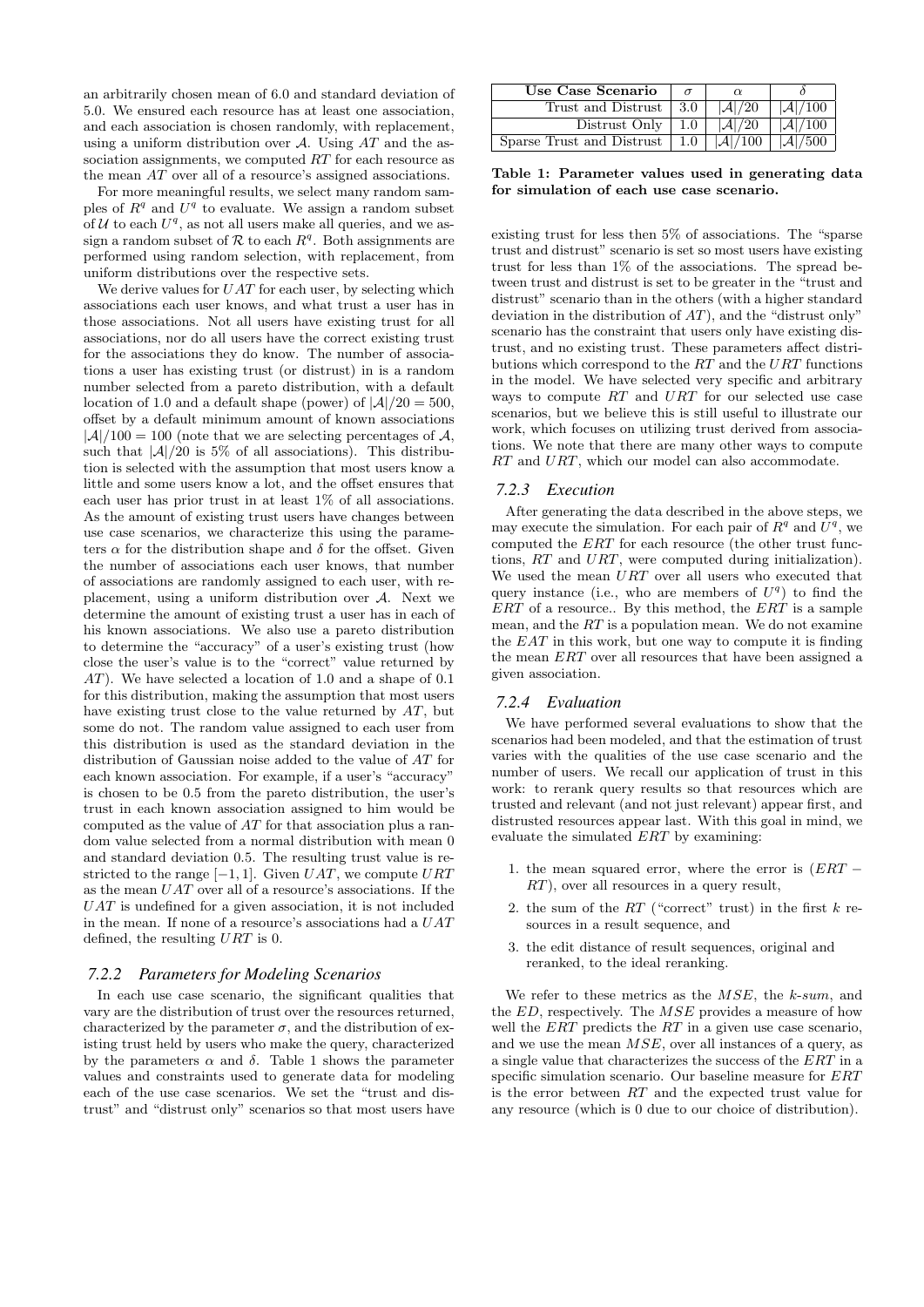an arbitrarily chosen mean of 6.0 and standard deviation of 5.0. We ensured each resource has at least one association, and each association is chosen randomly, with replacement, using a uniform distribution over $\mathcal{A}$. Using $AT$ and the association assignments, we computed $RT$ for each resource as the mean $AT$ over all of a resource's assigned associations.

For more meaningful results, we select many random samples of $R^q$ and $U^q$ to evaluate. We assign a random subset of $\mathcal{U}$ to each $U^q$, as not all users make all queries, and we assign a random subset of $\mathcal{R}$ to each $R^q$. Both assignments are performed using random selection, with replacement, from uniform distributions over the respective sets.

We derive values for $UAT$ for each user, by selecting which associations each user knows, and what trust a user has in those associations. Not all users have existing trust for all associations, nor do all users have the correct existing trust for the associations they do know. The number of associations a user has existing trust (or distrust) in is a random number selected from a pareto distribution, with a default location of 1.0 and a default shape (power) of $|\mathcal{A}|/20 = 500$, offset by a default minimum amount of known associations $|\mathcal{A}|/100 = 100$ (note that we are selecting percentages of $\mathcal{A}$, such that $|\mathcal{A}|/20$ is 5% of all associations). This distribution is selected with the assumption that most users know a little and some users know a lot, and the offset ensures that each user has prior trust in at least 1% of all associations. As the amount of existing trust users have changes between use case scenarios, we characterize this using the parameters $\alpha$ for the distribution shape and $\delta$ for the offset. Given the number of associations each user knows, that number of associations are randomly assigned to each user, with replacement, using a uniform distribution over $\mathcal{A}$. Next we determine the amount of existing trust a user has in each of his known associations. We also use a pareto distribution to determine the "accuracy" of a user's existing trust (how close the user's value is to the "correct" value returned by $AT$). We have selected a location of 1.0 and a shape of 0.1 for this distribution, making the assumption that most users have existing trust close to the value returned by $AT$, but some do not. The random value assigned to each user from this distribution is used as the standard deviation in the distribution of Gaussian noise added to the value of $AT$ for each known association. For example, if a user's "accuracy" is chosen to be 0.5 from the pareto distribution, the user's trust in each known association assigned to him would be computed as the value of $AT$ for that association plus a random value selected from a normal distribution with mean 0 and standard deviation 0.5. The resulting trust value is restricted to the range $[-1, 1]$. Given $UAT$, we compute $URT$ as the mean $UAT$ over all of a resource's associations. If the $UAT$ is undefined for a given association, it is not included in the mean. If none of a resource's associations had a $UAT$ defined, the resulting $URT$ is 0.

### 7.2.2 Parameters for Modeling Scenarios

In each use case scenario, the significant qualities that vary are the distribution of trust over the resources returned, characterized by the parameter $\sigma$, and the distribution of existing trust held by users who make the query, characterized by the parameters $\alpha$ and $\delta$. Table 1 shows the parameter values and constraints used to generate data for modeling each of the use case scenarios. We set the "trust and distrust" and "distrust only" scenarios so that most users have existing trust for less then 5% of associations. The "sparse trust and distrust" scenario is set so most users have existing trust for less than 1% of the associations. The spread between trust and distrust is set to be greater in the "trust and distrust" scenario than in the others (with a higher standard deviation in the distribution of $AT$), and the "distrust only" scenario has the constraint that users only have existing distrust, and no existing trust. These parameters affect distributions which correspond to the $RT$ and the $URT$ functions in the model. We have selected very specific and arbitrary ways to compute $RT$ and $URT$ for our selected use case scenarios, but we believe this is still useful to illustrate our work, which focuses on utilizing trust derived from associations. We note that there are many other ways to compute $RT$ and $URT$, which our model can also accommodate.

| Use Case Scenario | $\sigma$ | $\alpha$ | $\delta$ |
|---|---|---|---|
| Trust and Distrust | 3.0 | $\|\mathcal{A}\|/20$ | $\|\mathcal{A}\|/100$ |
| Distrust Only | 1.0 | $\|\mathcal{A}\|/20$ | $\|\mathcal{A}\|/100$ |
| Sparse Trust and Distrust | 1.0 | $\|\mathcal{A}\|/100$ | $\|\mathcal{A}\|/500$ |

**Table 1: Parameter values used in generating data for simulation of each use case scenario.**

### 7.2.3 Execution

After generating the data described in the above steps, we may execute the simulation. For each pair of $R^q$ and $U^q$, we computed the $ERT$ for each resource (the other trust functions, $RT$ and $URT$, were computed during initialization). We used the mean $URT$ over all users who executed that query instance (i.e., who are members of $U^q$) to find the $ERT$ of a resource.. By this method, the $ERT$ is a sample mean, and the $RT$ is a population mean. We do not examine the $EAT$ in this work, but one way to compute it is finding the mean $ERT$ over all resources that have been assigned a given association.

### 7.2.4 Evaluation

We have performed several evaluations to show that the scenarios had been modeled, and that the estimation of trust varies with the qualities of the use case scenario and the number of users. We recall our application of trust in this work: to rerank query results so that resources which are trusted and relevant (and not just relevant) appear first, and distrusted resources appear last. With this goal in mind, we evaluate the simulated $ERT$ by examining:

1. the mean squared error, where the error is $(ERT - RT)$, over all resources in a query result,
2. the sum of the $RT$ ("correct" trust) in the first $k$ resources in a result sequence, and
3. the edit distance of result sequences, original and reranked, to the ideal reranking.

We refer to these metrics as the $MSE$, the $k$-$sum$, and the $ED$, respectively. The $MSE$ provides a measure of how well the $ERT$ predicts the $RT$ in a given use case scenario, and we use the mean $MSE$, over all instances of a query, as a single value that characterizes the success of the $ERT$ in a specific simulation scenario. Our baseline measure for $ERT$ is the error between $RT$ and the expected trust value for any resource (which is 0 due to our choice of distribution).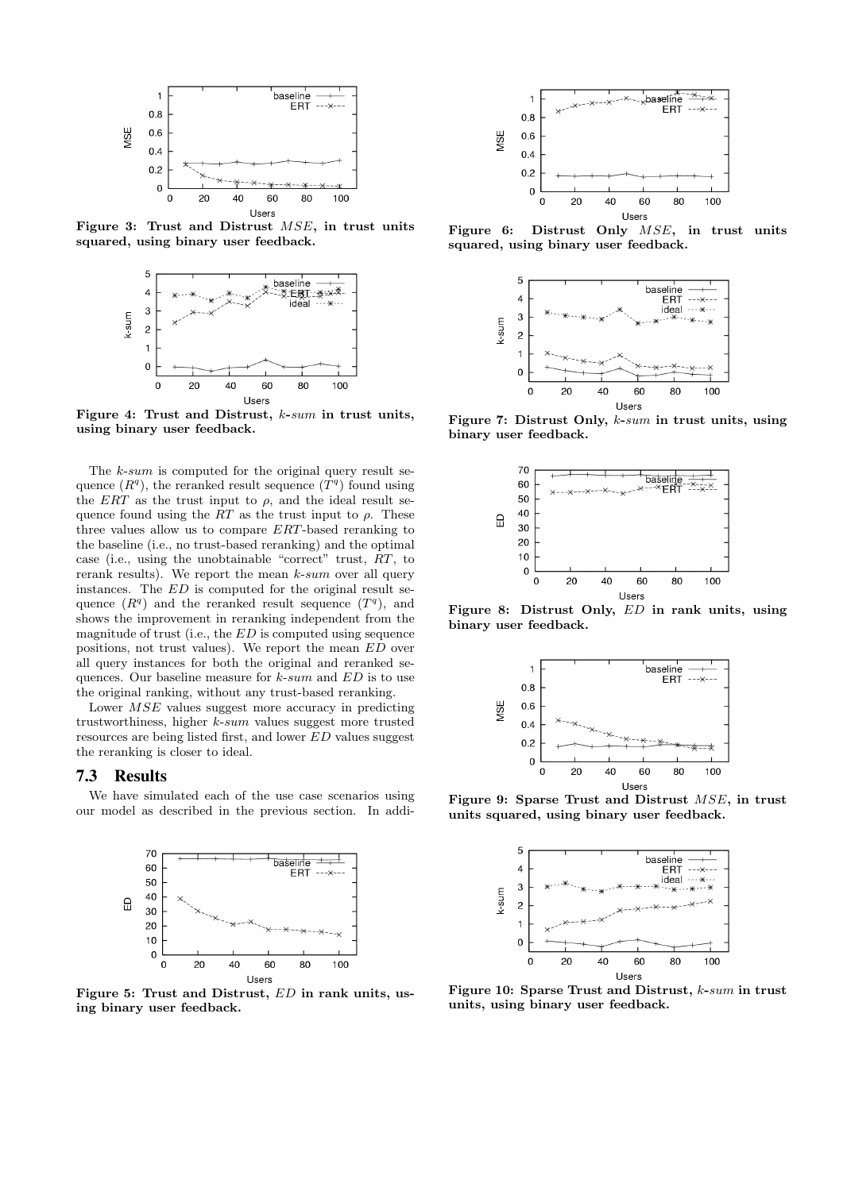Figure 3: Trust and Distrust $MSE$, in trust units squared, using binary user feedback.

Figure 4: Trust and Distrust, $k$-$sum$ in trust units, using binary user feedback.

The $k$-$sum$ is computed for the original query result sequence ($R^q$), the reranked result sequence ($T^q$) found using the $ERT$ as the trust input to $\rho$, and the ideal result sequence found using the $RT$ as the trust input to $\rho$. These three values allow us to compare $ERT$-based reranking to the baseline (i.e., no trust-based reranking) and the optimal case (i.e., using the unobtainable "correct" trust, $RT$, to rerank results). We report the mean $k$-$sum$ over all query instances. The $ED$ is computed for the original result sequence ($R^q$) and the reranked result sequence ($T^q$), and shows the improvement in reranking independent from the magnitude of trust (i.e., the $ED$ is computed using sequence positions, not trust values). We report the mean $ED$ over all query instances for both the original and reranked sequences. Our baseline measure for $k$-$sum$ and $ED$ is to use the original ranking, without any trust-based reranking.

Lower $MSE$ values suggest more accuracy in predicting trustworthiness, higher $k$-$sum$ values suggest more trusted resources are being listed first, and lower $ED$ values suggest the reranking is closer to ideal.

## 7.3 Results

We have simulated each of the use case scenarios using our model as described in the previous section. In addi-

Figure 5: Trust and Distrust, $ED$ in rank units, using binary user feedback.

Figure 6: Distrust Only $MSE$, in trust units squared, using binary user feedback.

Figure 7: Distrust Only, $k$-$sum$ in trust units, using binary user feedback.

Figure 8: Distrust Only, $ED$ in rank units, using binary user feedback.

Figure 9: Sparse Trust and Distrust $MSE$, in trust units squared, using binary user feedback.

Figure 10: Sparse Trust and Distrust, $k$-$sum$ in trust units, using binary user feedback.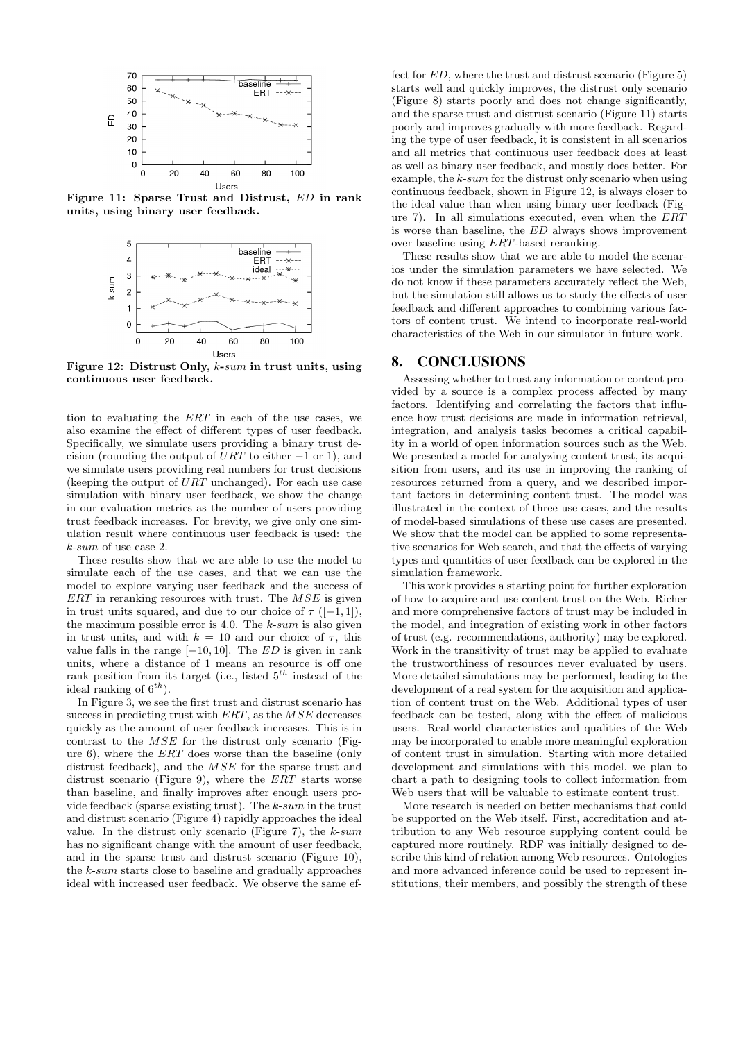Figure 11: Sparse Trust and Distrust, $ED$ in rank units, using binary user feedback.

Figure 12: Distrust Only, $k$-$sum$ in trust units, using continuous user feedback.

tion to evaluating the $ERT$ in each of the use cases, we also examine the effect of different types of user feedback. Specifically, we simulate users providing a binary trust decision (rounding the output of $URT$ to either $-1$ or 1), and we simulate users providing real numbers for trust decisions (keeping the output of $URT$ unchanged). For each use case simulation with binary user feedback, we show the change in our evaluation metrics as the number of users providing trust feedback increases. For brevity, we give only one simulation result where continuous user feedback is used: the $k$-$sum$ of use case 2.

These results show that we are able to use the model to simulate each of the use cases, and that we can use the model to explore varying user feedback and the success of $ERT$ in reranking resources with trust. The $MSE$ is given in trust units squared, and due to our choice of $\tau$ ($[-1, 1]$), the maximum possible error is 4.0. The $k$-$sum$ is also given in trust units, and with $k = 10$ and our choice of $\tau$, this value falls in the range $[-10, 10]$. The $ED$ is given in rank units, where a distance of 1 means an resource is off one rank position from its target (i.e., listed $5^{th}$ instead of the ideal ranking of $6^{th}$).

In Figure 3, we see the first trust and distrust scenario has success in predicting trust with $ERT$, as the $MSE$ decreases quickly as the amount of user feedback increases. This is in contrast to the $MSE$ for the distrust only scenario (Figure 6), where the $ERT$ does worse than the baseline (only distrust feedback), and the $MSE$ for the sparse trust and distrust scenario (Figure 9), where the $ERT$ starts worse than baseline, and finally improves after enough users provide feedback (sparse existing trust). The $k$-$sum$ in the trust and distrust scenario (Figure 4) rapidly approaches the ideal value. In the distrust only scenario (Figure 7), the $k$-$sum$ has no significant change with the amount of user feedback, and in the sparse trust and distrust scenario (Figure 10), the $k$-$sum$ starts close to baseline and gradually approaches ideal with increased user feedback. We observe the same effect for $ED$, where the trust and distrust scenario (Figure 5) starts well and quickly improves, the distrust only scenario (Figure 8) starts poorly and does not change significantly, and the sparse trust and distrust scenario (Figure 11) starts poorly and improves gradually with more feedback. Regarding the type of user feedback, it is consistent in all scenarios and all metrics that continuous user feedback does at least as well as binary user feedback, and mostly does better. For example, the $k$-$sum$ for the distrust only scenario when using continuous feedback, shown in Figure 12, is always closer to the ideal value than when using binary user feedback (Figure 7). In all simulations executed, even when the $ERT$ is worse than baseline, the $ED$ always shows improvement over baseline using $ERT$-based reranking.

These results show that we are able to model the scenarios under the simulation parameters we have selected. We do not know if these parameters accurately reflect the Web, but the simulation still allows us to study the effects of user feedback and different approaches to combining various factors of content trust. We intend to incorporate real-world characteristics of the Web in our simulator in future work.

## 8. CONCLUSIONS

Assessing whether to trust any information or content provided by a source is a complex process affected by many factors. Identifying and correlating the factors that influence how trust decisions are made in information retrieval, integration, and analysis tasks becomes a critical capability in a world of open information sources such as the Web. We presented a model for analyzing content trust, its acquisition from users, and its use in improving the ranking of resources returned from a query, and we described important factors in determining content trust. The model was illustrated in the context of three use cases, and the results of model-based simulations of these use cases are presented. We show that the model can be applied to some representative scenarios for Web search, and that the effects of varying types and quantities of user feedback can be explored in the simulation framework.

This work provides a starting point for further exploration of how to acquire and use content trust on the Web. Richer and more comprehensive factors of trust may be included in the model, and integration of existing work in other factors of trust (e.g. recommendations, authority) may be explored. Work in the transitivity of trust may be applied to evaluate the trustworthiness of resources never evaluated by users. More detailed simulations may be performed, leading to the development of a real system for the acquisition and application of content trust on the Web. Additional types of user feedback can be tested, along with the effect of malicious users. Real-world characteristics and qualities of the Web may be incorporated to enable more meaningful exploration of content trust in simulation. Starting with more detailed development and simulations with this model, we plan to chart a path to designing tools to collect information from Web users that will be valuable to estimate content trust.

More research is needed on better mechanisms that could be supported on the Web itself. First, accreditation and attribution to any Web resource supplying content could be captured more routinely. RDF was initially designed to describe this kind of relation among Web resources. Ontologies and more advanced inference could be used to represent institutions, their members, and possibly the strength of these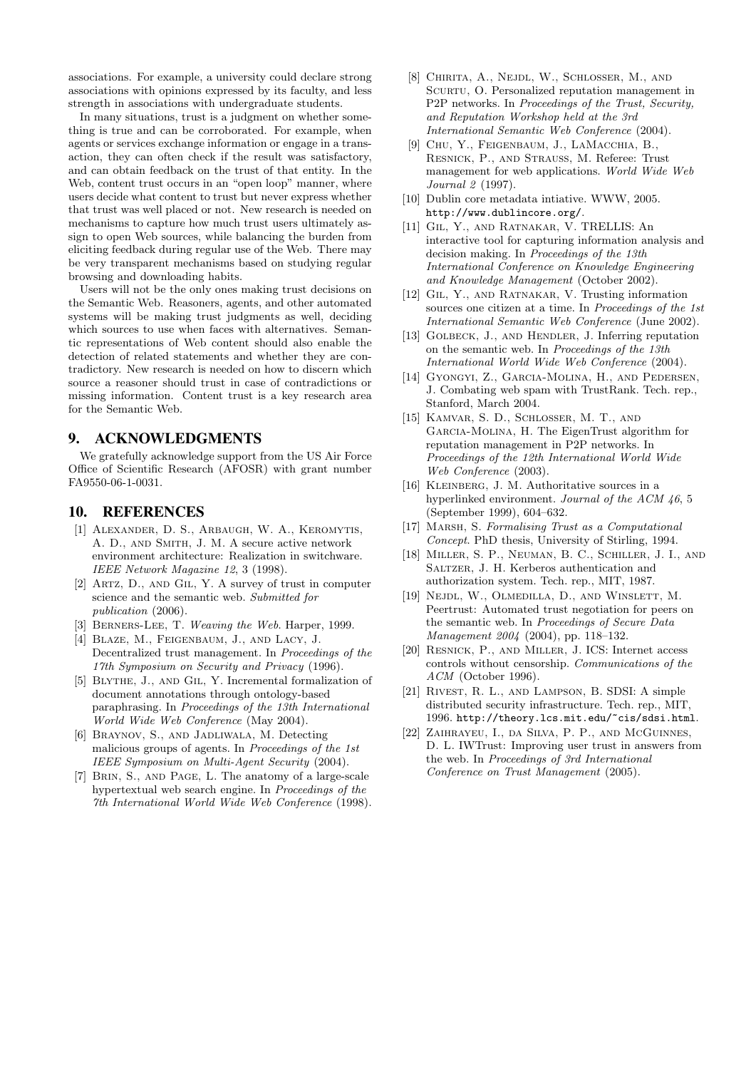associations. For example, a university could declare strong associations with opinions expressed by its faculty, and less strength in associations with undergraduate students.

In many situations, trust is a judgment on whether something is true and can be corroborated. For example, when agents or services exchange information or engage in a transaction, they can often check if the result was satisfactory, and can obtain feedback on the trust of that entity. In the Web, content trust occurs in an "open loop" manner, where users decide what content to trust but never express whether that trust was well placed or not. New research is needed on mechanisms to capture how much trust users ultimately assign to open Web sources, while balancing the burden from eliciting feedback during regular use of the Web. There may be very transparent mechanisms based on studying regular browsing and downloading habits.

Users will not be the only ones making trust decisions on the Semantic Web. Reasoners, agents, and other automated systems will be making trust judgments as well, deciding which sources to use when faces with alternatives. Semantic representations of Web content should also enable the detection of related statements and whether they are contradictory. New research is needed on how to discern which source a reasoner should trust in case of contradictions or missing information. Content trust is a key research area for the Semantic Web.

## 9. ACKNOWLEDGMENTS

We gratefully acknowledge support from the US Air Force Office of Scientific Research (AFOSR) with grant number FA9550-06-1-0031.

## 10. REFERENCES

[1] Alexander, D. S., Arbaugh, W. A., Keromytis, A. D., and Smith, J. M. A secure active network environment architecture: Realization in switchware. *IEEE Network Magazine 12*, 3 (1998).

[2] Artz, D., and Gil, Y. A survey of trust in computer science and the semantic web. *Submitted for publication* (2006).

[3] Berners-Lee, T. *Weaving the Web*. Harper, 1999.

[4] Blaze, M., Feigenbaum, J., and Lacy, J. Decentralized trust management. In *Proceedings of the 17th Symposium on Security and Privacy* (1996).

[5] Blythe, J., and Gil, Y. Incremental formalization of document annotations through ontology-based paraphrasing. In *Proceedings of the 13th International World Wide Web Conference* (May 2004).

[6] Braynov, S., and Jadliwala, M. Detecting malicious groups of agents. In *Proceedings of the 1st IEEE Symposium on Multi-Agent Security* (2004).

[7] Brin, S., and Page, L. The anatomy of a large-scale hypertextual web search engine. In *Proceedings of the 7th International World Wide Web Conference* (1998).

[8] Chirita, A., Nejdl, W., Schlosser, M., and Scurtu, O. Personalized reputation management in P2P networks. In *Proceedings of the Trust, Security, and Reputation Workshop held at the 3rd International Semantic Web Conference* (2004).

[9] Chu, Y., Feigenbaum, J., LaMacchia, B., Resnick, P., and Strauss, M. Referee: Trust management for web applications. *World Wide Web Journal 2* (1997).

[10] Dublin core metadata intiative. WWW, 2005. http://www.dublincore.org/.

[11] Gil, Y., and Ratnakar, V. TRELLIS: An interactive tool for capturing information analysis and decision making. In *Proceedings of the 13th International Conference on Knowledge Engineering and Knowledge Management* (October 2002).

[12] Gil, Y., and Ratnakar, V. Trusting information sources one citizen at a time. In *Proceedings of the 1st International Semantic Web Conference* (June 2002).

[13] Golbeck, J., and Hendler, J. Inferring reputation on the semantic web. In *Proceedings of the 13th International World Wide Web Conference* (2004).

[14] Gyongyi, Z., Garcia-Molina, H., and Pedersen, J. Combating web spam with TrustRank. Tech. rep., Stanford, March 2004.

[15] Kamvar, S. D., Schlosser, M. T., and Garcia-Molina, H. The EigenTrust algorithm for reputation management in P2P networks. In *Proceedings of the 12th International World Wide Web Conference* (2003).

[16] Kleinberg, J. M. Authoritative sources in a hyperlinked environment. *Journal of the ACM 46*, 5 (September 1999), 604–632.

[17] Marsh, S. *Formalising Trust as a Computational Concept*. PhD thesis, University of Stirling, 1994.

[18] Miller, S. P., Neuman, B. C., Schiller, J. I., and Saltzer, J. H. Kerberos authentication and authorization system. Tech. rep., MIT, 1987.

[19] Nejdl, W., Olmedilla, D., and Winslett, M. Peertrust: Automated trust negotiation for peers on the semantic web. In *Proceedings of Secure Data Management 2004* (2004), pp. 118–132.

[20] Resnick, P., and Miller, J. ICS: Internet access controls without censorship. *Communications of the ACM* (October 1996).

[21] Rivest, R. L., and Lampson, B. SDSI: A simple distributed security infrastructure. Tech. rep., MIT, 1996. http://theory.lcs.mit.edu/~cis/sdsi.html.

[22] Zaihrayeu, I., da Silva, P. P., and McGuinnes, D. L. IWTrust: Improving user trust in answers from the web. In *Proceedings of 3rd International Conference on Trust Management* (2005).